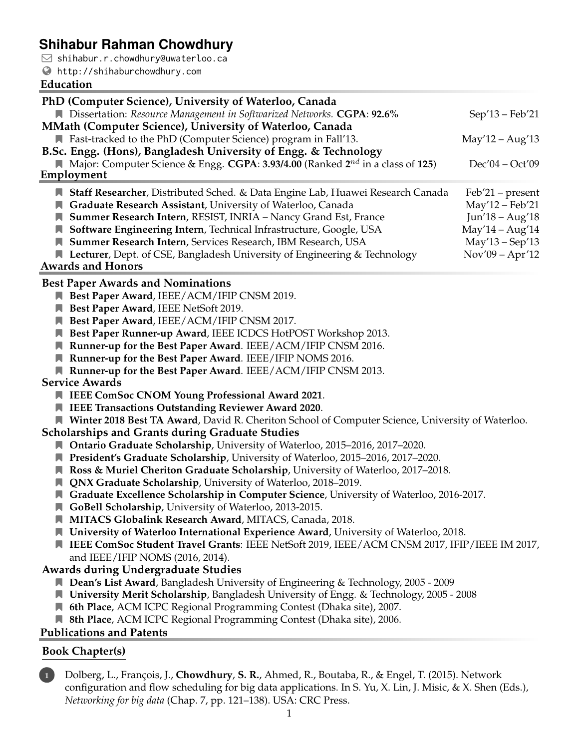# Shihabur Rahman Chowdhury

shihabur.r.chowdhury@uwaterloo.ca
http://shihaburchowdhury.com

## Education

### PhD (Computer Science), University of Waterloo, Canada

- Dissertation: *Resource Management in Softwarized Networks.* **CGPA**: **92.6%** — Sep'13 – Feb'21

### MMath (Computer Science), University of Waterloo, Canada

- Fast-tracked to the PhD (Computer Science) program in Fall'13. — May'12 – Aug'13

### B.Sc. Engg. (Hons), Bangladesh University of Engg. & Technology

- Major: Computer Science & Engg. **CGPA**: **3.93/4.00** (Ranked **2$^{nd}$** in a class of **125**) — Dec'04 – Oct'09

## Employment

- **Staff Researcher**, Distributed Sched. & Data Engine Lab, Huawei Research Canada — Feb'21 – present
- **Graduate Research Assistant**, University of Waterloo, Canada — May'12 – Feb'21
- **Summer Research Intern**, RESIST, INRIA – Nancy Grand Est, France — Jun'18 – Aug'18
- **Software Engineering Intern**, Technical Infrastructure, Google, USA — May'14 – Aug'14
- **Summer Research Intern**, Services Research, IBM Research, USA — May'13 – Sep'13
- **Lecturer**, Dept. of CSE, Bangladesh University of Engineering & Technology — Nov'09 – Apr'12

## Awards and Honors

### Best Paper Awards and Nominations

- **Best Paper Award**, IEEE/ACM/IFIP CNSM 2019.
- **Best Paper Award**, IEEE NetSoft 2019.
- **Best Paper Award**, IEEE/ACM/IFIP CNSM 2017.
- **Best Paper Runner-up Award**, IEEE ICDCS HotPOST Workshop 2013.
- **Runner-up for the Best Paper Award**. IEEE/ACM/IFIP CNSM 2016.
- **Runner-up for the Best Paper Award**. IEEE/IFIP NOMS 2016.
- **Runner-up for the Best Paper Award**. IEEE/ACM/IFIP CNSM 2013.

### Service Awards

- **IEEE ComSoc CNOM Young Professional Award 2021**.
- **IEEE Transactions Outstanding Reviewer Award 2020**.
- **Winter 2018 Best TA Award**, David R. Cheriton School of Computer Science, University of Waterloo.

### Scholarships and Grants during Graduate Studies

- **Ontario Graduate Scholarship**, University of Waterloo, 2015–2016, 2017–2020.
- **President's Graduate Scholarship**, University of Waterloo, 2015–2016, 2017–2020.
- **Ross & Muriel Cheriton Graduate Scholarship**, University of Waterloo, 2017–2018.
- **QNX Graduate Scholarship**, University of Waterloo, 2018–2019.
- **Graduate Excellence Scholarship in Computer Science**, University of Waterloo, 2016-2017.
- **GoBell Scholarship**, University of Waterloo, 2013-2015.
- **MITACS Globalink Research Award**, MITACS, Canada, 2018.
- **University of Waterloo International Experience Award**, University of Waterloo, 2018.
- **IEEE ComSoc Student Travel Grants**: IEEE NetSoft 2019, IEEE/ACM CNSM 2017, IFIP/IEEE IM 2017, and IEEE/IFIP NOMS (2016, 2014).

### Awards during Undergraduate Studies

- **Dean's List Award**, Bangladesh University of Engineering & Technology, 2005 - 2009
- **University Merit Scholarship**, Bangladesh University of Engg. & Technology, 2005 - 2008
- **6th Place**, ACM ICPC Regional Programming Contest (Dhaka site), 2007.
- **8th Place**, ACM ICPC Regional Programming Contest (Dhaka site), 2006.

## Publications and Patents

### Book Chapter(s)

1. Dolberg, L., François, J., **Chowdhury**, **S. R.**, Ahmed, R., Boutaba, R., & Engel, T. (2015). Network configuration and flow scheduling for big data applications. In S. Yu, X. Lin, J. Misic, & X. Shen (Eds.), *Networking for big data* (Chap. 7, pp. 121–138). USA: CRC Press.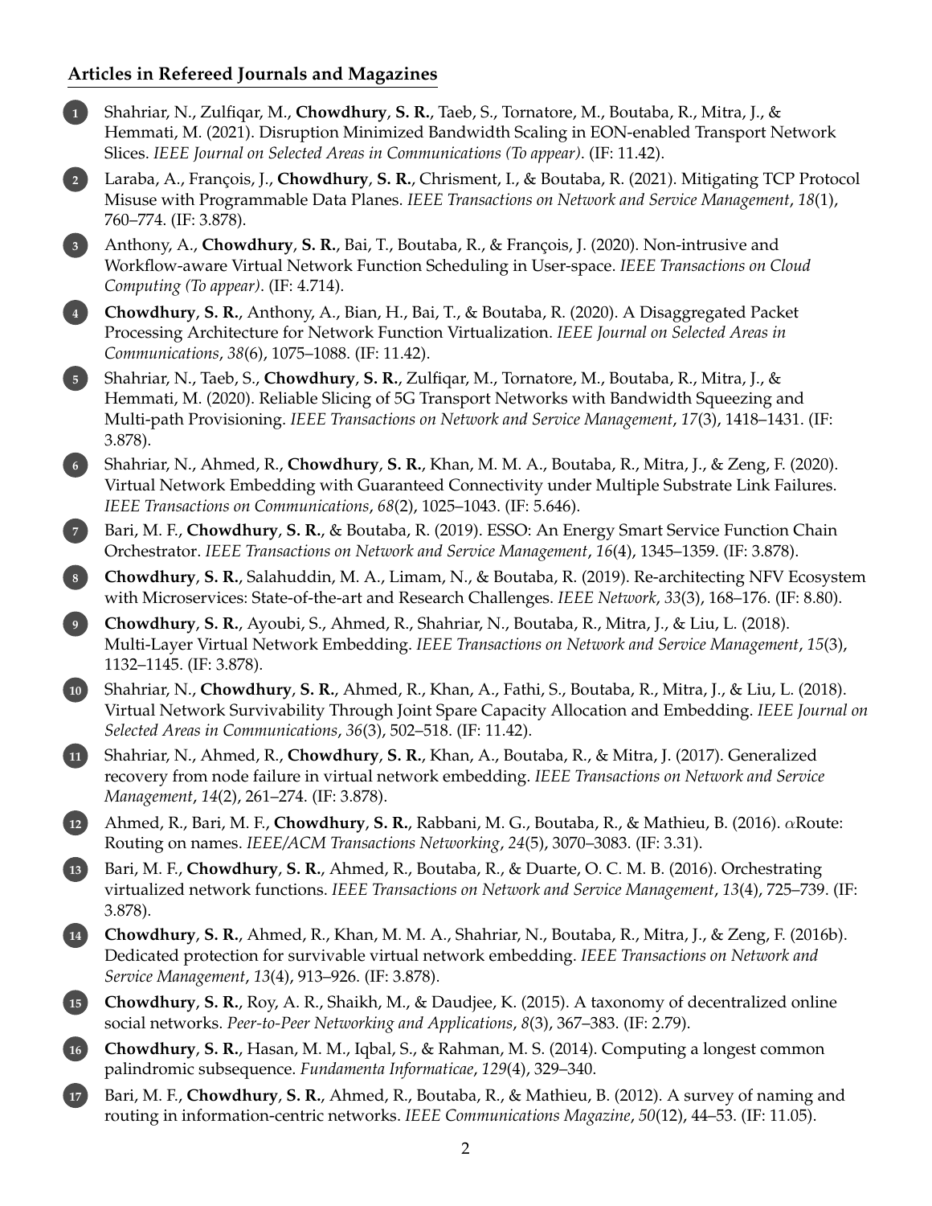## Articles in Refereed Journals and Magazines

1. Shahriar, N., Zulfiqar, M., **Chowdhury**, **S. R.**, Taeb, S., Tornatore, M., Boutaba, R., Mitra, J., & Hemmati, M. (2021). Disruption Minimized Bandwidth Scaling in EON-enabled Transport Network Slices. *IEEE Journal on Selected Areas in Communications (To appear)*. (IF: 11.42).

2. Laraba, A., François, J., **Chowdhury**, **S. R.**, Chrisment, I., & Boutaba, R. (2021). Mitigating TCP Protocol Misuse with Programmable Data Planes. *IEEE Transactions on Network and Service Management*, *18*(1), 760–774. (IF: 3.878).

3. Anthony, A., **Chowdhury**, **S. R.**, Bai, T., Boutaba, R., & François, J. (2020). Non-intrusive and Workflow-aware Virtual Network Function Scheduling in User-space. *IEEE Transactions on Cloud Computing (To appear)*. (IF: 4.714).

4. **Chowdhury**, **S. R.**, Anthony, A., Bian, H., Bai, T., & Boutaba, R. (2020). A Disaggregated Packet Processing Architecture for Network Function Virtualization. *IEEE Journal on Selected Areas in Communications*, *38*(6), 1075–1088. (IF: 11.42).

5. Shahriar, N., Taeb, S., **Chowdhury**, **S. R.**, Zulfiqar, M., Tornatore, M., Boutaba, R., Mitra, J., & Hemmati, M. (2020). Reliable Slicing of 5G Transport Networks with Bandwidth Squeezing and Multi-path Provisioning. *IEEE Transactions on Network and Service Management*, *17*(3), 1418–1431. (IF: 3.878).

6. Shahriar, N., Ahmed, R., **Chowdhury**, **S. R.**, Khan, M. M. A., Boutaba, R., Mitra, J., & Zeng, F. (2020). Virtual Network Embedding with Guaranteed Connectivity under Multiple Substrate Link Failures. *IEEE Transactions on Communications*, *68*(2), 1025–1043. (IF: 5.646).

7. Bari, M. F., **Chowdhury**, **S. R.**, & Boutaba, R. (2019). ESSO: An Energy Smart Service Function Chain Orchestrator. *IEEE Transactions on Network and Service Management*, *16*(4), 1345–1359. (IF: 3.878).

8. **Chowdhury**, **S. R.**, Salahuddin, M. A., Limam, N., & Boutaba, R. (2019). Re-architecting NFV Ecosystem with Microservices: State-of-the-art and Research Challenges. *IEEE Network*, *33*(3), 168–176. (IF: 8.80).

9. **Chowdhury**, **S. R.**, Ayoubi, S., Ahmed, R., Shahriar, N., Boutaba, R., Mitra, J., & Liu, L. (2018). Multi-Layer Virtual Network Embedding. *IEEE Transactions on Network and Service Management*, *15*(3), 1132–1145. (IF: 3.878).

10. Shahriar, N., **Chowdhury**, **S. R.**, Ahmed, R., Khan, A., Fathi, S., Boutaba, R., Mitra, J., & Liu, L. (2018). Virtual Network Survivability Through Joint Spare Capacity Allocation and Embedding. *IEEE Journal on Selected Areas in Communications*, *36*(3), 502–518. (IF: 11.42).

11. Shahriar, N., Ahmed, R., **Chowdhury**, **S. R.**, Khan, A., Boutaba, R., & Mitra, J. (2017). Generalized recovery from node failure in virtual network embedding. *IEEE Transactions on Network and Service Management*, *14*(2), 261–274. (IF: 3.878).

12. Ahmed, R., Bari, M. F., **Chowdhury**, **S. R.**, Rabbani, M. G., Boutaba, R., & Mathieu, B. (2016). $\alpha$Route: Routing on names. *IEEE/ACM Transactions Networking*, *24*(5), 3070–3083. (IF: 3.31).

13. Bari, M. F., **Chowdhury**, **S. R.**, Ahmed, R., Boutaba, R., & Duarte, O. C. M. B. (2016). Orchestrating virtualized network functions. *IEEE Transactions on Network and Service Management*, *13*(4), 725–739. (IF: 3.878).

14. **Chowdhury**, **S. R.**, Ahmed, R., Khan, M. M. A., Shahriar, N., Boutaba, R., Mitra, J., & Zeng, F. (2016b). Dedicated protection for survivable virtual network embedding. *IEEE Transactions on Network and Service Management*, *13*(4), 913–926. (IF: 3.878).

15. **Chowdhury**, **S. R.**, Roy, A. R., Shaikh, M., & Daudjee, K. (2015). A taxonomy of decentralized online social networks. *Peer-to-Peer Networking and Applications*, *8*(3), 367–383. (IF: 2.79).

16. **Chowdhury**, **S. R.**, Hasan, M. M., Iqbal, S., & Rahman, M. S. (2014). Computing a longest common palindromic subsequence. *Fundamenta Informaticae*, *129*(4), 329–340.

17. Bari, M. F., **Chowdhury**, **S. R.**, Ahmed, R., Boutaba, R., & Mathieu, B. (2012). A survey of naming and routing in information-centric networks. *IEEE Communications Magazine*, *50*(12), 44–53. (IF: 11.05).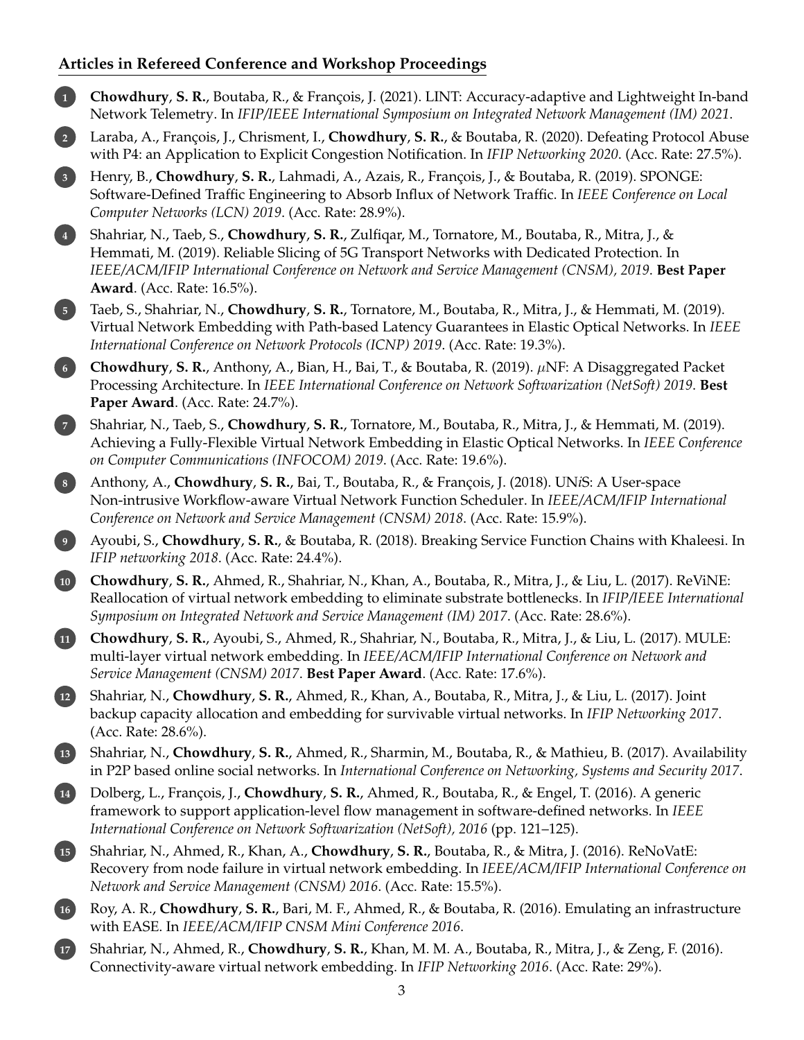## Articles in Refereed Conference and Workshop Proceedings

1. **Chowdhury**, **S. R.**, Boutaba, R., & François, J. (2021). LINT: Accuracy-adaptive and Lightweight In-band Network Telemetry. In *IFIP/IEEE International Symposium on Integrated Network Management (IM) 2021*.
2. Laraba, A., François, J., Chrisment, I., **Chowdhury**, **S. R.**, & Boutaba, R. (2020). Defeating Protocol Abuse with P4: an Application to Explicit Congestion Notification. In *IFIP Networking 2020*. (Acc. Rate: 27.5%).
3. Henry, B., **Chowdhury**, **S. R.**, Lahmadi, A., Azais, R., François, J., & Boutaba, R. (2019). SPONGE: Software-Defined Traffic Engineering to Absorb Influx of Network Traffic. In *IEEE Conference on Local Computer Networks (LCN) 2019*. (Acc. Rate: 28.9%).
4. Shahriar, N., Taeb, S., **Chowdhury**, **S. R.**, Zulfiqar, M., Tornatore, M., Boutaba, R., Mitra, J., & Hemmati, M. (2019). Reliable Slicing of 5G Transport Networks with Dedicated Protection. In *IEEE/ACM/IFIP International Conference on Network and Service Management (CNSM), 2019*. **Best Paper Award**. (Acc. Rate: 16.5%).
5. Taeb, S., Shahriar, N., **Chowdhury**, **S. R.**, Tornatore, M., Boutaba, R., Mitra, J., & Hemmati, M. (2019). Virtual Network Embedding with Path-based Latency Guarantees in Elastic Optical Networks. In *IEEE International Conference on Network Protocols (ICNP) 2019*. (Acc. Rate: 19.3%).
6. **Chowdhury**, **S. R.**, Anthony, A., Bian, H., Bai, T., & Boutaba, R. (2019). $\mu$NF: A Disaggregated Packet Processing Architecture. In *IEEE International Conference on Network Softwarization (NetSoft) 2019*. **Best Paper Award**. (Acc. Rate: 24.7%).
7. Shahriar, N., Taeb, S., **Chowdhury**, **S. R.**, Tornatore, M., Boutaba, R., Mitra, J., & Hemmati, M. (2019). Achieving a Fully-Flexible Virtual Network Embedding in Elastic Optical Networks. In *IEEE Conference on Computer Communications (INFOCOM) 2019*. (Acc. Rate: 19.6%).
8. Anthony, A., **Chowdhury**, **S. R.**, Bai, T., Boutaba, R., & François, J. (2018). UN*i*S: A User-space Non-intrusive Workflow-aware Virtual Network Function Scheduler. In *IEEE/ACM/IFIP International Conference on Network and Service Management (CNSM) 2018*. (Acc. Rate: 15.9%).
9. Ayoubi, S., **Chowdhury**, **S. R.**, & Boutaba, R. (2018). Breaking Service Function Chains with Khaleesi. In *IFIP networking 2018*. (Acc. Rate: 24.4%).
10. **Chowdhury**, **S. R.**, Ahmed, R., Shahriar, N., Khan, A., Boutaba, R., Mitra, J., & Liu, L. (2017). ReViNE: Reallocation of virtual network embedding to eliminate substrate bottlenecks. In *IFIP/IEEE International Symposium on Integrated Network and Service Management (IM) 2017*. (Acc. Rate: 28.6%).
11. **Chowdhury**, **S. R.**, Ayoubi, S., Ahmed, R., Shahriar, N., Boutaba, R., Mitra, J., & Liu, L. (2017). MULE: multi-layer virtual network embedding. In *IEEE/ACM/IFIP International Conference on Network and Service Management (CNSM) 2017*. **Best Paper Award**. (Acc. Rate: 17.6%).
12. Shahriar, N., **Chowdhury**, **S. R.**, Ahmed, R., Khan, A., Boutaba, R., Mitra, J., & Liu, L. (2017). Joint backup capacity allocation and embedding for survivable virtual networks. In *IFIP Networking 2017*. (Acc. Rate: 28.6%).
13. Shahriar, N., **Chowdhury**, **S. R.**, Ahmed, R., Sharmin, M., Boutaba, R., & Mathieu, B. (2017). Availability in P2P based online social networks. In *International Conference on Networking, Systems and Security 2017*.
14. Dolberg, L., François, J., **Chowdhury**, **S. R.**, Ahmed, R., Boutaba, R., & Engel, T. (2016). A generic framework to support application-level flow management in software-defined networks. In *IEEE International Conference on Network Softwarization (NetSoft), 2016* (pp. 121–125).
15. Shahriar, N., Ahmed, R., Khan, A., **Chowdhury**, **S. R.**, Boutaba, R., & Mitra, J. (2016). ReNoVatE: Recovery from node failure in virtual network embedding. In *IEEE/ACM/IFIP International Conference on Network and Service Management (CNSM) 2016*. (Acc. Rate: 15.5%).
16. Roy, A. R., **Chowdhury**, **S. R.**, Bari, M. F., Ahmed, R., & Boutaba, R. (2016). Emulating an infrastructure with EASE. In *IEEE/ACM/IFIP CNSM Mini Conference 2016*.
17. Shahriar, N., Ahmed, R., **Chowdhury**, **S. R.**, Khan, M. M. A., Boutaba, R., Mitra, J., & Zeng, F. (2016). Connectivity-aware virtual network embedding. In *IFIP Networking 2016*. (Acc. Rate: 29%).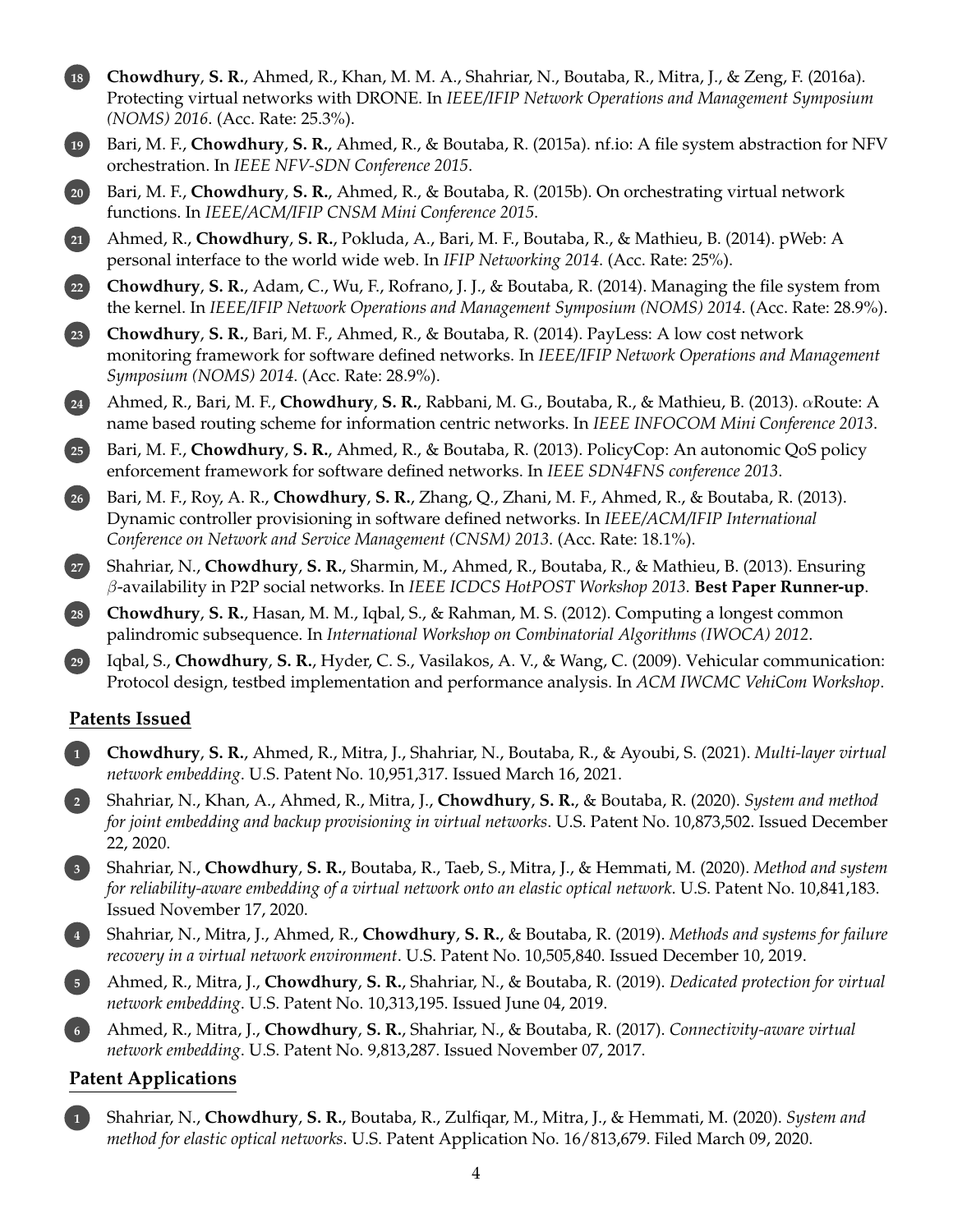18. **Chowdhury**, **S. R.**, Ahmed, R., Khan, M. M. A., Shahriar, N., Boutaba, R., Mitra, J., & Zeng, F. (2016a). Protecting virtual networks with DRONE. In *IEEE/IFIP Network Operations and Management Symposium (NOMS) 2016*. (Acc. Rate: 25.3%).
19. Bari, M. F., **Chowdhury**, **S. R.**, Ahmed, R., & Boutaba, R. (2015a). nf.io: A file system abstraction for NFV orchestration. In *IEEE NFV-SDN Conference 2015*.
20. Bari, M. F., **Chowdhury**, **S. R.**, Ahmed, R., & Boutaba, R. (2015b). On orchestrating virtual network functions. In *IEEE/ACM/IFIP CNSM Mini Conference 2015*.
21. Ahmed, R., **Chowdhury**, **S. R.**, Pokluda, A., Bari, M. F., Boutaba, R., & Mathieu, B. (2014). pWeb: A personal interface to the world wide web. In *IFIP Networking 2014*. (Acc. Rate: 25%).
22. **Chowdhury**, **S. R.**, Adam, C., Wu, F., Rofrano, J. J., & Boutaba, R. (2014). Managing the file system from the kernel. In *IEEE/IFIP Network Operations and Management Symposium (NOMS) 2014*. (Acc. Rate: 28.9%).
23. **Chowdhury**, **S. R.**, Bari, M. F., Ahmed, R., & Boutaba, R. (2014). PayLess: A low cost network monitoring framework for software defined networks. In *IEEE/IFIP Network Operations and Management Symposium (NOMS) 2014*. (Acc. Rate: 28.9%).
24. Ahmed, R., Bari, M. F., **Chowdhury**, **S. R.**, Rabbani, M. G., Boutaba, R., & Mathieu, B. (2013). $\alpha$Route: A name based routing scheme for information centric networks. In *IEEE INFOCOM Mini Conference 2013*.
25. Bari, M. F., **Chowdhury**, **S. R.**, Ahmed, R., & Boutaba, R. (2013). PolicyCop: An autonomic QoS policy enforcement framework for software defined networks. In *IEEE SDN4FNS conference 2013*.
26. Bari, M. F., Roy, A. R., **Chowdhury**, **S. R.**, Zhang, Q., Zhani, M. F., Ahmed, R., & Boutaba, R. (2013). Dynamic controller provisioning in software defined networks. In *IEEE/ACM/IFIP International Conference on Network and Service Management (CNSM) 2013*. (Acc. Rate: 18.1%).
27. Shahriar, N., **Chowdhury**, **S. R.**, Sharmin, M., Ahmed, R., Boutaba, R., & Mathieu, B. (2013). Ensuring $\beta$-availability in P2P social networks. In *IEEE ICDCS HotPOST Workshop 2013*. **Best Paper Runner-up**.
28. **Chowdhury**, **S. R.**, Hasan, M. M., Iqbal, S., & Rahman, M. S. (2012). Computing a longest common palindromic subsequence. In *International Workshop on Combinatorial Algorithms (IWOCA) 2012*.
29. Iqbal, S., **Chowdhury**, **S. R.**, Hyder, C. S., Vasilakos, A. V., & Wang, C. (2009). Vehicular communication: Protocol design, testbed implementation and performance analysis. In *ACM IWCMC VehiCom Workshop*.

## Patents Issued

1. **Chowdhury**, **S. R.**, Ahmed, R., Mitra, J., Shahriar, N., Boutaba, R., & Ayoubi, S. (2021). *Multi-layer virtual network embedding*. U.S. Patent No. 10,951,317. Issued March 16, 2021.
2. Shahriar, N., Khan, A., Ahmed, R., Mitra, J., **Chowdhury**, **S. R.**, & Boutaba, R. (2020). *System and method for joint embedding and backup provisioning in virtual networks*. U.S. Patent No. 10,873,502. Issued December 22, 2020.
3. Shahriar, N., **Chowdhury**, **S. R.**, Boutaba, R., Taeb, S., Mitra, J., & Hemmati, M. (2020). *Method and system for reliability-aware embedding of a virtual network onto an elastic optical network*. U.S. Patent No. 10,841,183. Issued November 17, 2020.
4. Shahriar, N., Mitra, J., Ahmed, R., **Chowdhury**, **S. R.**, & Boutaba, R. (2019). *Methods and systems for failure recovery in a virtual network environment*. U.S. Patent No. 10,505,840. Issued December 10, 2019.
5. Ahmed, R., Mitra, J., **Chowdhury**, **S. R.**, Shahriar, N., & Boutaba, R. (2019). *Dedicated protection for virtual network embedding*. U.S. Patent No. 10,313,195. Issued June 04, 2019.
6. Ahmed, R., Mitra, J., **Chowdhury**, **S. R.**, Shahriar, N., & Boutaba, R. (2017). *Connectivity-aware virtual network embedding*. U.S. Patent No. 9,813,287. Issued November 07, 2017.

## Patent Applications

1. Shahriar, N., **Chowdhury**, **S. R.**, Boutaba, R., Zulfiqar, M., Mitra, J., & Hemmati, M. (2020). *System and method for elastic optical networks*. U.S. Patent Application No. 16/813,679. Filed March 09, 2020.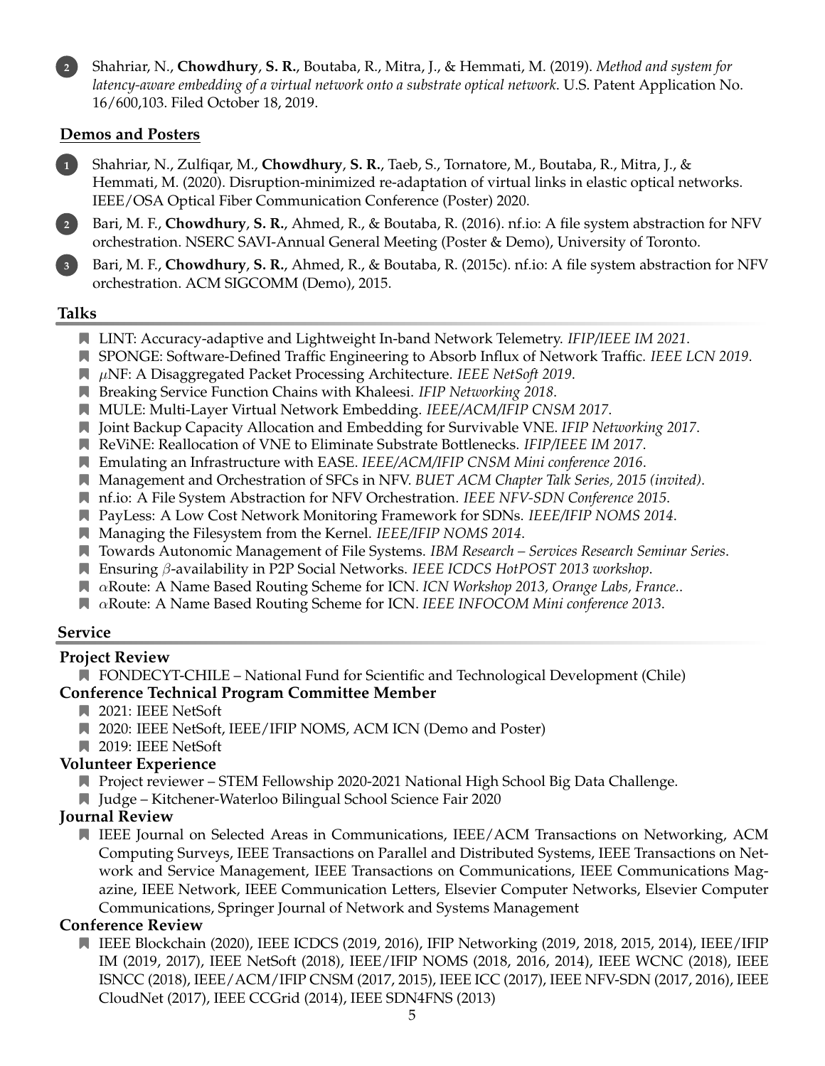2. Shahriar, N., **Chowdhury**, **S. R.**, Boutaba, R., Mitra, J., & Hemmati, M. (2019). *Method and system for latency-aware embedding of a virtual network onto a substrate optical network*. U.S. Patent Application No. 16/600,103. Filed October 18, 2019.

### Demos and Posters

1. Shahriar, N., Zulfiqar, M., **Chowdhury**, **S. R.**, Taeb, S., Tornatore, M., Boutaba, R., Mitra, J., & Hemmati, M. (2020). Disruption-minimized re-adaptation of virtual links in elastic optical networks. IEEE/OSA Optical Fiber Communication Conference (Poster) 2020.
2. Bari, M. F., **Chowdhury**, **S. R.**, Ahmed, R., & Boutaba, R. (2016). nf.io: A file system abstraction for NFV orchestration. NSERC SAVI-Annual General Meeting (Poster & Demo), University of Toronto.
3. Bari, M. F., **Chowdhury**, **S. R.**, Ahmed, R., & Boutaba, R. (2015c). nf.io: A file system abstraction for NFV orchestration. ACM SIGCOMM (Demo), 2015.

## Talks

- LINT: Accuracy-adaptive and Lightweight In-band Network Telemetry. *IFIP/IEEE IM 2021*.
- SPONGE: Software-Defined Traffic Engineering to Absorb Influx of Network Traffic. *IEEE LCN 2019*.
- $\mu$NF: A Disaggregated Packet Processing Architecture. *IEEE NetSoft 2019*.
- Breaking Service Function Chains with Khaleesi. *IFIP Networking 2018*.
- MULE: Multi-Layer Virtual Network Embedding. *IEEE/ACM/IFIP CNSM 2017*.
- Joint Backup Capacity Allocation and Embedding for Survivable VNE. *IFIP Networking 2017*.
- ReViNE: Reallocation of VNE to Eliminate Substrate Bottlenecks. *IFIP/IEEE IM 2017*.
- Emulating an Infrastructure with EASE. *IEEE/ACM/IFIP CNSM Mini conference 2016*.
- Management and Orchestration of SFCs in NFV. *BUET ACM Chapter Talk Series, 2015 (invited)*.
- nf.io: A File System Abstraction for NFV Orchestration. *IEEE NFV-SDN Conference 2015*.
- PayLess: A Low Cost Network Monitoring Framework for SDNs. *IEEE/IFIP NOMS 2014*.
- Managing the Filesystem from the Kernel. *IEEE/IFIP NOMS 2014*.
- Towards Autonomic Management of File Systems. *IBM Research – Services Research Seminar Series*.
- Ensuring $\beta$-availability in P2P Social Networks. *IEEE ICDCS HotPOST 2013 workshop*.
- $\alpha$Route: A Name Based Routing Scheme for ICN. *ICN Workshop 2013, Orange Labs, France.*.
- $\alpha$Route: A Name Based Routing Scheme for ICN. *IEEE INFOCOM Mini conference 2013*.

## Service

### Project Review

- FONDECYT-CHILE – National Fund for Scientific and Technological Development (Chile)

### Conference Technical Program Committee Member

- 2021: IEEE NetSoft
- 2020: IEEE NetSoft, IEEE/IFIP NOMS, ACM ICN (Demo and Poster)
- 2019: IEEE NetSoft

### Volunteer Experience

- Project reviewer – STEM Fellowship 2020-2021 National High School Big Data Challenge.
- Judge – Kitchener-Waterloo Bilingual School Science Fair 2020

### Journal Review

- IEEE Journal on Selected Areas in Communications, IEEE/ACM Transactions on Networking, ACM Computing Surveys, IEEE Transactions on Parallel and Distributed Systems, IEEE Transactions on Network and Service Management, IEEE Transactions on Communications, IEEE Communications Magazine, IEEE Network, IEEE Communication Letters, Elsevier Computer Networks, Elsevier Computer Communications, Springer Journal of Network and Systems Management

### Conference Review

- IEEE Blockchain (2020), IEEE ICDCS (2019, 2016), IFIP Networking (2019, 2018, 2015, 2014), IEEE/IFIP IM (2019, 2017), IEEE NetSoft (2018), IEEE/IFIP NOMS (2018, 2016, 2014), IEEE WCNC (2018), IEEE ISNCC (2018), IEEE/ACM/IFIP CNSM (2017, 2015), IEEE ICC (2017), IEEE NFV-SDN (2017, 2016), IEEE CloudNet (2017), IEEE CCGrid (2014), IEEE SDN4FNS (2013)